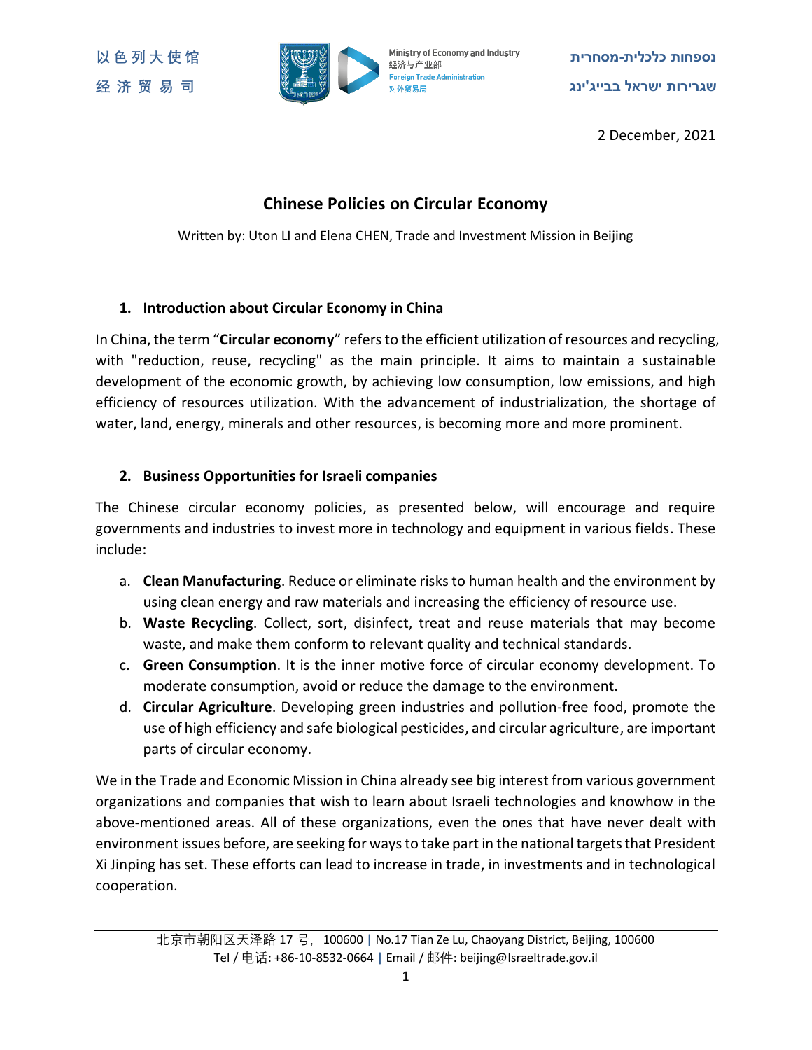以色列大使馆
经济贸易司

Ministry of Economy and Industry
经济与产业部
Foreign Trade Administration
对外贸易局

נספחות כלכלית-מסחרית
שגרירות ישראל בבייג'ינג

2 December, 2021

# Chinese Policies on Circular Economy

Written by: Uton LI and Elena CHEN, Trade and Investment Mission in Beijing

## 1. Introduction about Circular Economy in China

In China, the term "**Circular economy**" refers to the efficient utilization of resources and recycling, with "reduction, reuse, recycling" as the main principle. It aims to maintain a sustainable development of the economic growth, by achieving low consumption, low emissions, and high efficiency of resources utilization. With the advancement of industrialization, the shortage of water, land, energy, minerals and other resources, is becoming more and more prominent.

## 2. Business Opportunities for Israeli companies

The Chinese circular economy policies, as presented below, will encourage and require governments and industries to invest more in technology and equipment in various fields. These include:

a. **Clean Manufacturing**. Reduce or eliminate risks to human health and the environment by using clean energy and raw materials and increasing the efficiency of resource use.
b. **Waste Recycling**. Collect, sort, disinfect, treat and reuse materials that may become waste, and make them conform to relevant quality and technical standards.
c. **Green Consumption**. It is the inner motive force of circular economy development. To moderate consumption, avoid or reduce the damage to the environment.
d. **Circular Agriculture**. Developing green industries and pollution-free food, promote the use of high efficiency and safe biological pesticides, and circular agriculture, are important parts of circular economy.

We in the Trade and Economic Mission in China already see big interest from various government organizations and companies that wish to learn about Israeli technologies and knowhow in the above-mentioned areas. All of these organizations, even the ones that have never dealt with environment issues before, are seeking for ways to take part in the national targets that President Xi Jinping has set. These efforts can lead to increase in trade, in investments and in technological cooperation.

北京市朝阳区天泽路 17 号，100600 | No.17 Tian Ze Lu, Chaoyang District, Beijing, 100600
Tel / 电话: +86-10-8532-0664 | Email / 邮件: beijing@Israeltrade.gov.il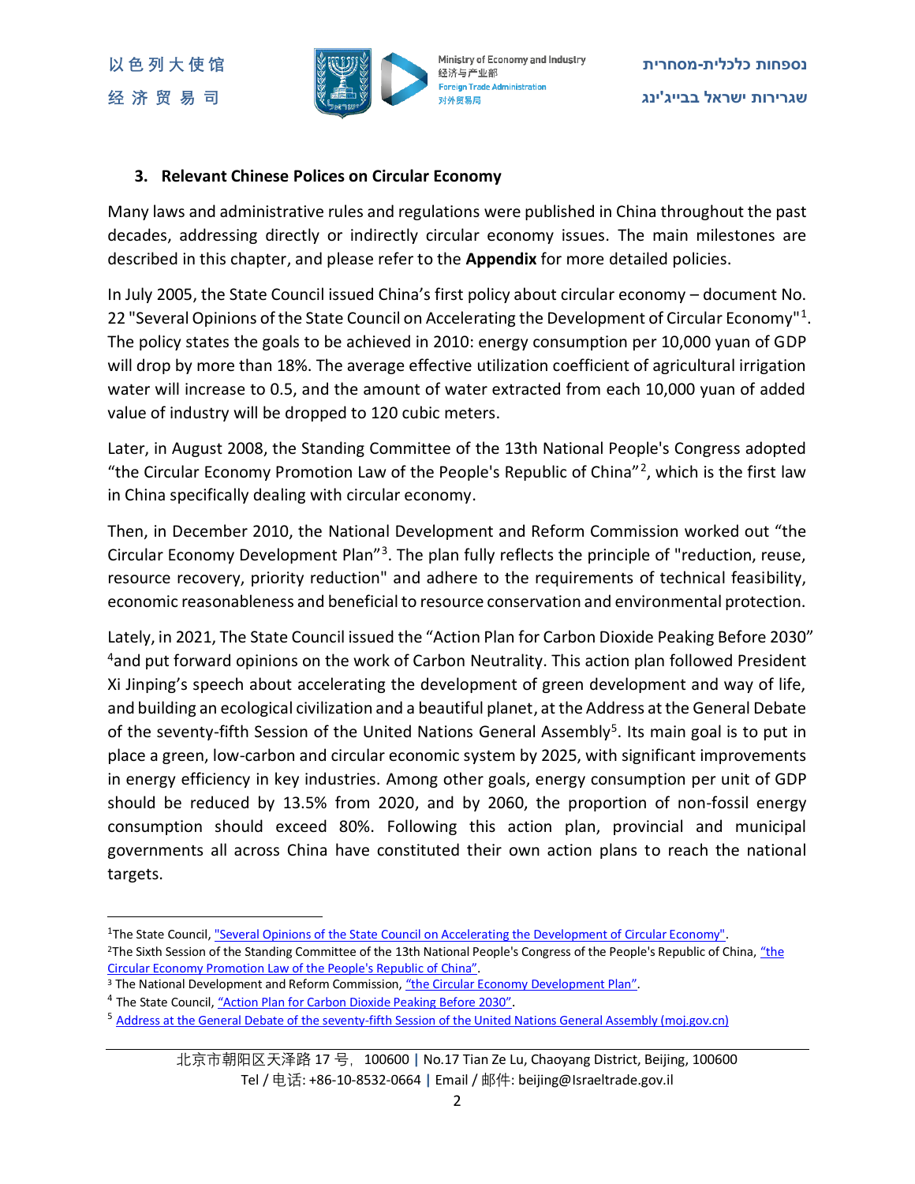### 3. Relevant Chinese Polices on Circular Economy

Many laws and administrative rules and regulations were published in China throughout the past decades, addressing directly or indirectly circular economy issues. The main milestones are described in this chapter, and please refer to the **Appendix** for more detailed policies.

In July 2005, the State Council issued China's first policy about circular economy – document No. 22 "Several Opinions of the State Council on Accelerating the Development of Circular Economy"[1]. The policy states the goals to be achieved in 2010: energy consumption per 10,000 yuan of GDP will drop by more than 18%. The average effective utilization coefficient of agricultural irrigation water will increase to 0.5, and the amount of water extracted from each 10,000 yuan of added value of industry will be dropped to 120 cubic meters.

Later, in August 2008, the Standing Committee of the 13th National People's Congress adopted "the Circular Economy Promotion Law of the People's Republic of China"[2], which is the first law in China specifically dealing with circular economy.

Then, in December 2010, the National Development and Reform Commission worked out "the Circular Economy Development Plan"[3]. The plan fully reflects the principle of "reduction, reuse, resource recovery, priority reduction" and adhere to the requirements of technical feasibility, economic reasonableness and beneficial to resource conservation and environmental protection.

Lately, in 2021, The State Council issued the "Action Plan for Carbon Dioxide Peaking Before 2030" [4]and put forward opinions on the work of Carbon Neutrality. This action plan followed President Xi Jinping's speech about accelerating the development of green development and way of life, and building an ecological civilization and a beautiful planet, at the Address at the General Debate of the seventy-fifth Session of the United Nations General Assembly[5]. Its main goal is to put in place a green, low-carbon and circular economic system by 2025, with significant improvements in energy efficiency in key industries. Among other goals, energy consumption per unit of GDP should be reduced by 13.5% from 2020, and by 2060, the proportion of non-fossil energy consumption should exceed 80%. Following this action plan, provincial and municipal governments all across China have constituted their own action plans to reach the national targets.

---

[1]The State Council, "Several Opinions of the State Council on Accelerating the Development of Circular Economy".

[2]The Sixth Session of the Standing Committee of the 13th National People's Congress of the People's Republic of China, "the Circular Economy Promotion Law of the People's Republic of China".

[3] The National Development and Reform Commission, "the Circular Economy Development Plan".

[4] The State Council, "Action Plan for Carbon Dioxide Peaking Before 2030".

[5] Address at the General Debate of the seventy-fifth Session of the United Nations General Assembly (moj.gov.cn)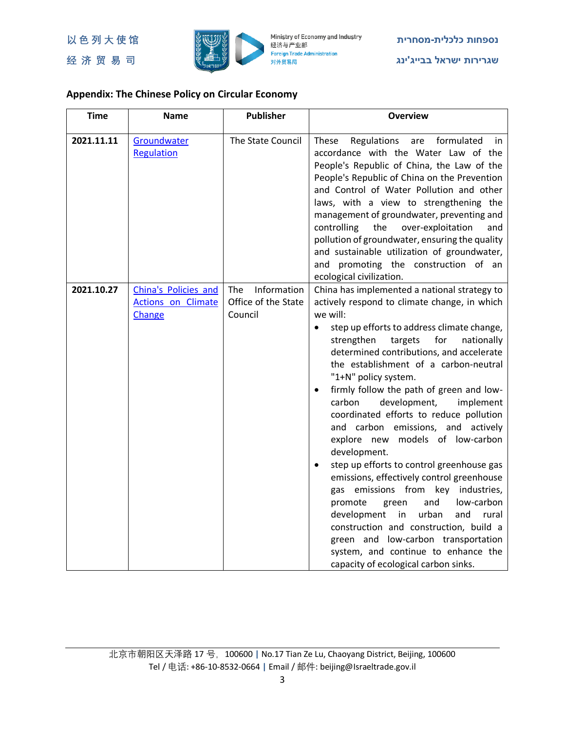**Appendix: The Chinese Policy on Circular Economy**

| Time | Name | Publisher | Overview |
|---|---|---|---|
| **2021.11.11** | Groundwater Regulation | The State Council | These Regulations are formulated in accordance with the Water Law of the People's Republic of China, the Law of the People's Republic of China on the Prevention and Control of Water Pollution and other laws, with a view to strengthening the management of groundwater, preventing and controlling the over-exploitation and pollution of groundwater, ensuring the quality and sustainable utilization of groundwater, and promoting the construction of an ecological civilization. |
| **2021.10.27** | China's Policies and Actions on Climate Change | The Information Office of the State Council | China has implemented a national strategy to actively respond to climate change, in which we will:<br>• step up efforts to address climate change, strengthen targets for nationally determined contributions, and accelerate the establishment of a carbon-neutral "1+N" policy system.<br>• firmly follow the path of green and low-carbon development, implement coordinated efforts to reduce pollution and carbon emissions, and actively explore new models of low-carbon development.<br>• step up efforts to control greenhouse gas emissions, effectively control greenhouse gas emissions from key industries, promote green and low-carbon development in urban and rural construction and construction, build a green and low-carbon transportation system, and continue to enhance the capacity of ecological carbon sinks. |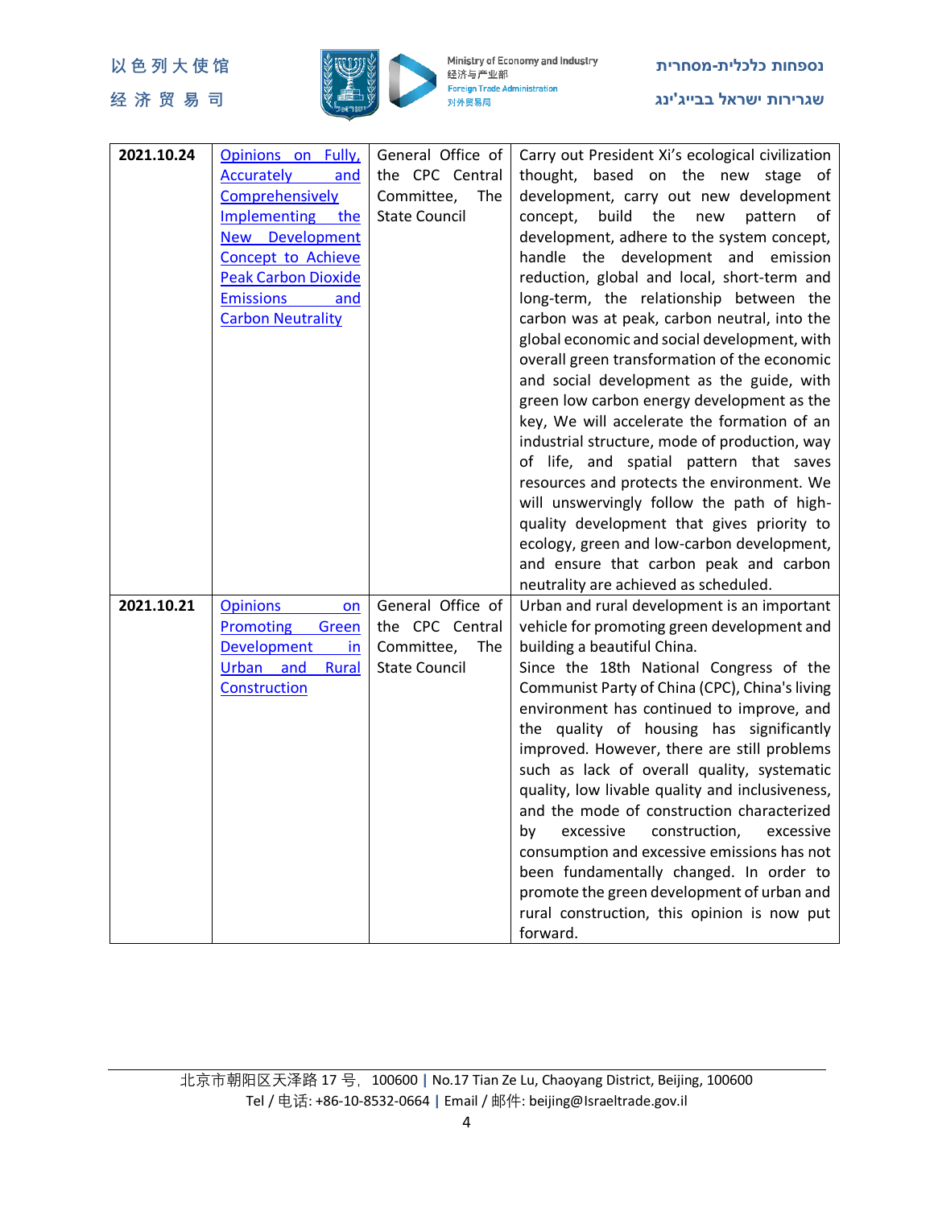| | | | |
|---|---|---|---|
| **2021.10.24** | Opinions on Fully, Accurately and Comprehensively Implementing the New Development Concept to Achieve Peak Carbon Dioxide Emissions and Carbon Neutrality | General Office of the CPC Central Committee, The State Council | Carry out President Xi's ecological civilization thought, based on the new stage of development, carry out new development concept, build the new pattern of development, adhere to the system concept, handle the development and emission reduction, global and local, short-term and long-term, the relationship between the carbon was at peak, carbon neutral, into the global economic and social development, with overall green transformation of the economic and social development as the guide, with green low carbon energy development as the key, We will accelerate the formation of an industrial structure, mode of production, way of life, and spatial pattern that saves resources and protects the environment. We will unswervingly follow the path of high-quality development that gives priority to ecology, green and low-carbon development, and ensure that carbon peak and carbon neutrality are achieved as scheduled. |
| **2021.10.21** | Opinions on Promoting Green Development in Urban and Rural Construction | General Office of the CPC Central Committee, The State Council | Urban and rural development is an important vehicle for promoting green development and building a beautiful China.<br>Since the 18th National Congress of the Communist Party of China (CPC), China's living environment has continued to improve, and the quality of housing has significantly improved. However, there are still problems such as lack of overall quality, systematic quality, low livable quality and inclusiveness, and the mode of construction characterized by excessive construction, excessive consumption and excessive emissions has not been fundamentally changed. In order to promote the green development of urban and rural construction, this opinion is now put forward. |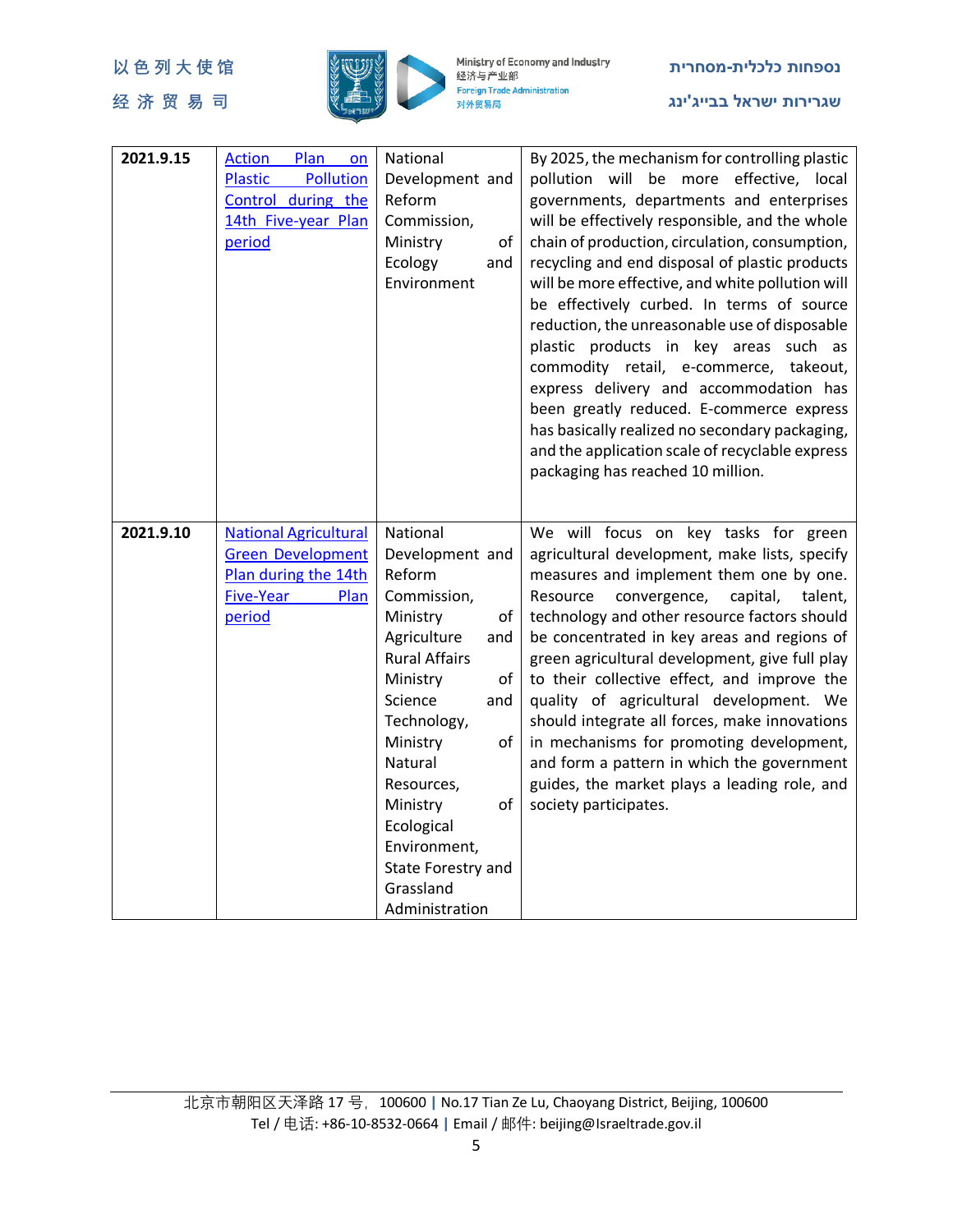| | | | |
|---|---|---|---|
| **2021.9.15** | Action Plan on Plastic Pollution Control during the 14th Five-year Plan period | National Development and Reform Commission, Ministry of Ecology and Environment | By 2025, the mechanism for controlling plastic pollution will be more effective, local governments, departments and enterprises will be effectively responsible, and the whole chain of production, circulation, consumption, recycling and end disposal of plastic products will be more effective, and white pollution will be effectively curbed. In terms of source reduction, the unreasonable use of disposable plastic products in key areas such as commodity retail, e-commerce, takeout, express delivery and accommodation has been greatly reduced. E-commerce express has basically realized no secondary packaging, and the application scale of recyclable express packaging has reached 10 million. |
| **2021.9.10** | National Agricultural Green Development Plan during the 14th Five-Year Plan period | National Development and Reform Commission, Ministry of Agriculture and Rural Affairs Ministry of Science and Technology, Ministry of Natural Resources, Ministry of Ecological Environment, State Forestry and Grassland Administration | We will focus on key tasks for green agricultural development, make lists, specify measures and implement them one by one. Resource convergence, capital, talent, technology and other resource factors should be concentrated in key areas and regions of green agricultural development, give full play to their collective effect, and improve the quality of agricultural development. We should integrate all forces, make innovations in mechanisms for promoting development, and form a pattern in which the government guides, the market plays a leading role, and society participates. |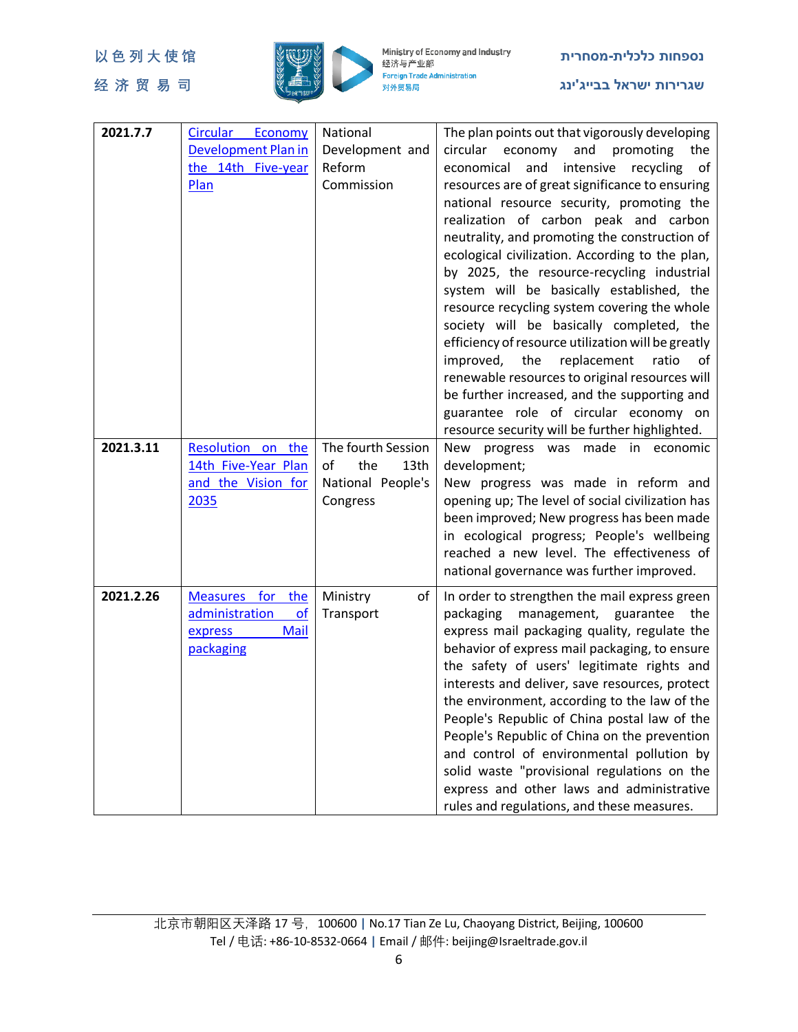| 2021.7.7 | Circular Economy Development Plan in the 14th Five-year Plan | National Development and Reform Commission | The plan points out that vigorously developing circular economy and promoting the economical and intensive recycling of resources are of great significance to ensuring national resource security, promoting the realization of carbon peak and carbon neutrality, and promoting the construction of ecological civilization. According to the plan, by 2025, the resource-recycling industrial system will be basically established, the resource recycling system covering the whole society will be basically completed, the efficiency of resource utilization will be greatly improved, the replacement ratio of renewable resources to original resources will be further increased, and the supporting and guarantee role of circular economy on resource security will be further highlighted. |
|---|---|---|---|
| **2021.3.11** | Resolution on the 14th Five-Year Plan and the Vision for 2035 | The fourth Session of the 13th National People's Congress | New progress was made in economic development;<br>New progress was made in reform and opening up; The level of social civilization has been improved; New progress has been made in ecological progress; People's wellbeing reached a new level. The effectiveness of national governance was further improved. |
| **2021.2.26** | Measures for the administration of express Mail packaging | Ministry of Transport | In order to strengthen the mail express green packaging management, guarantee the express mail packaging quality, regulate the behavior of express mail packaging, to ensure the safety of users' legitimate rights and interests and deliver, save resources, protect the environment, according to the law of the People's Republic of China postal law of the People's Republic of China on the prevention and control of environmental pollution by solid waste "provisional regulations on the express and other laws and administrative rules and regulations, and these measures. |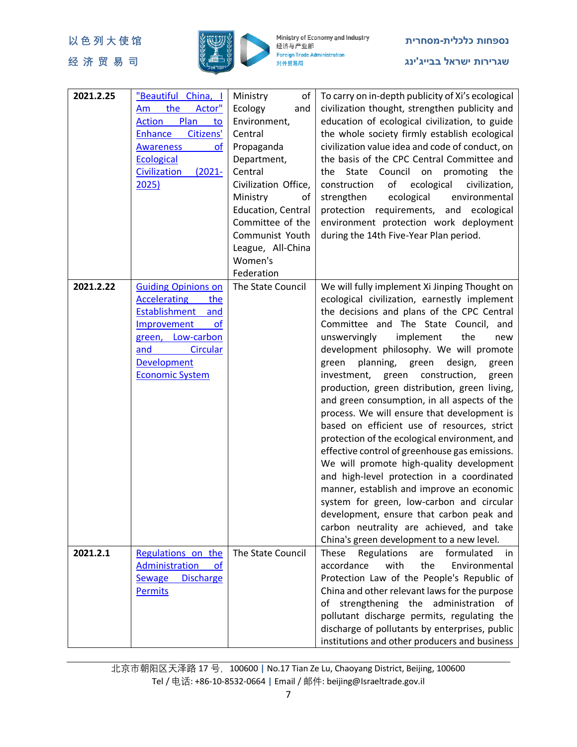| 2021.2.25 | "Beautiful China, I Am the Actor" Action Plan to Enhance Citizens' Awareness of Ecological Civilization (2021-2025) | Ministry of Ecology and Environment, Central Propaganda Department, Central Civilization Office, Ministry of Education, Central Committee of the Communist Youth League, All-China Women's Federation | To carry on in-depth publicity of Xi's ecological civilization thought, strengthen publicity and education of ecological civilization, to guide the whole society firmly establish ecological civilization value idea and code of conduct, on the basis of the CPC Central Committee and the State Council on promoting the construction of ecological civilization, strengthen ecological environmental protection requirements, and ecological environment protection work deployment during the 14th Five-Year Plan period. |
|---|---|---|---|
| 2021.2.22 | Guiding Opinions on Accelerating the Establishment and Improvement of green, Low-carbon and Circular Development Economic System | The State Council | We will fully implement Xi Jinping Thought on ecological civilization, earnestly implement the decisions and plans of the CPC Central Committee and The State Council, and unswervingly implement the new development philosophy. We will promote green planning, green design, green investment, green construction, green production, green distribution, green living, and green consumption, in all aspects of the process. We will ensure that development is based on efficient use of resources, strict protection of the ecological environment, and effective control of greenhouse gas emissions. We will promote high-quality development and high-level protection in a coordinated manner, establish and improve an economic system for green, low-carbon and circular development, ensure that carbon peak and carbon neutrality are achieved, and take China's green development to a new level. |
| 2021.2.1 | Regulations on the Administration of Sewage Discharge Permits | The State Council | These Regulations are formulated in accordance with the Environmental Protection Law of the People's Republic of China and other relevant laws for the purpose of strengthening the administration of pollutant discharge permits, regulating the discharge of pollutants by enterprises, public institutions and other producers and business |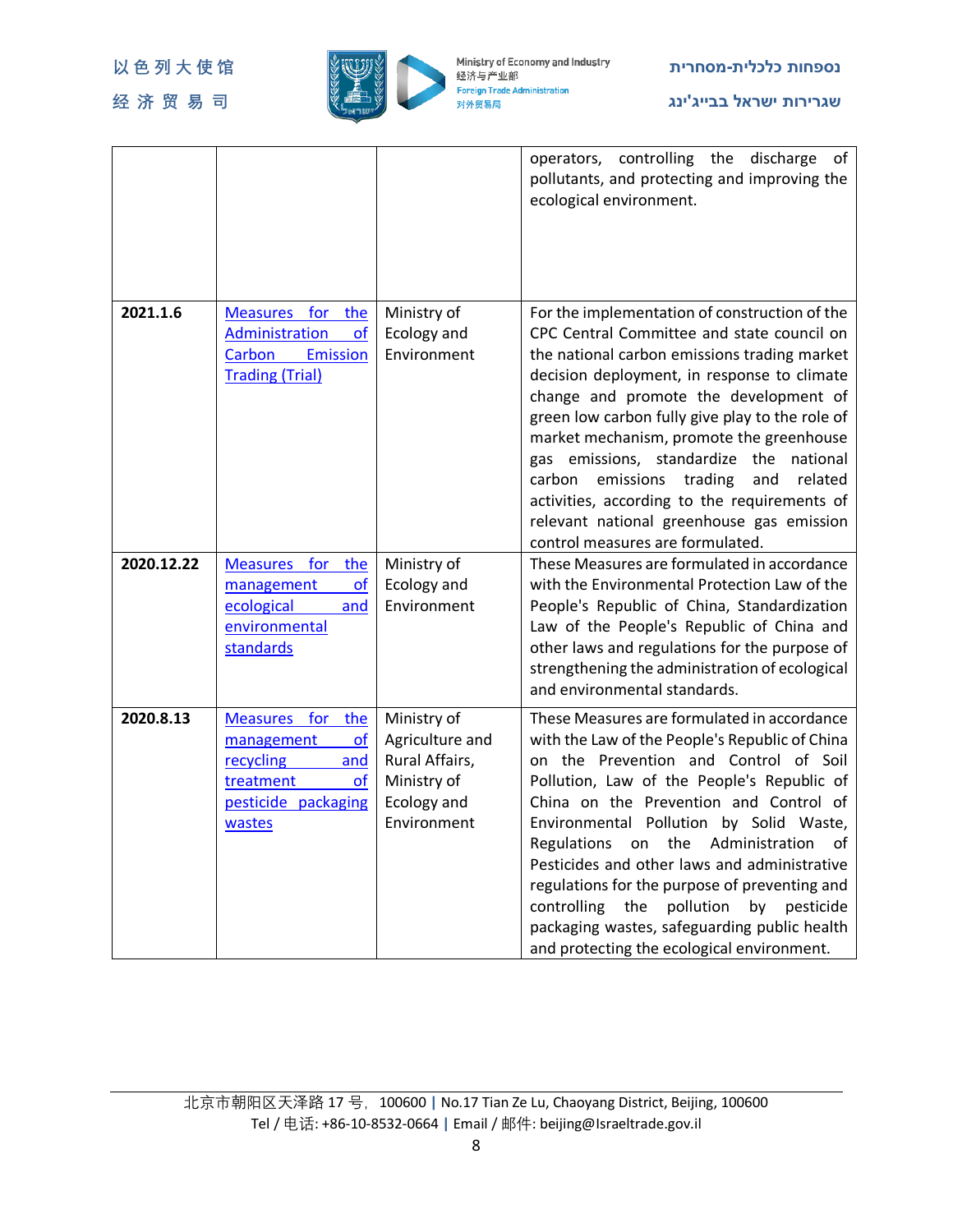| | | | operators, controlling the discharge of pollutants, and protecting and improving the ecological environment. |
|---|---|---|---|
| **2021.1.6** | Measures for the Administration of Carbon Emission Trading (Trial) | Ministry of Ecology and Environment | For the implementation of construction of the CPC Central Committee and state council on the national carbon emissions trading market decision deployment, in response to climate change and promote the development of green low carbon fully give play to the role of market mechanism, promote the greenhouse gas emissions, standardize the national carbon emissions trading and related activities, according to the requirements of relevant national greenhouse gas emission control measures are formulated. |
| **2020.12.22** | Measures for the management of ecological and environmental standards | Ministry of Ecology and Environment | These Measures are formulated in accordance with the Environmental Protection Law of the People's Republic of China, Standardization Law of the People's Republic of China and other laws and regulations for the purpose of strengthening the administration of ecological and environmental standards. |
| **2020.8.13** | Measures for the management of recycling and treatment of pesticide packaging wastes | Ministry of Agriculture and Rural Affairs, Ministry of Ecology and Environment | These Measures are formulated in accordance with the Law of the People's Republic of China on the Prevention and Control of Soil Pollution, Law of the People's Republic of China on the Prevention and Control of Environmental Pollution by Solid Waste, Regulations on the Administration of Pesticides and other laws and administrative regulations for the purpose of preventing and controlling the pollution by pesticide packaging wastes, safeguarding public health and protecting the ecological environment. |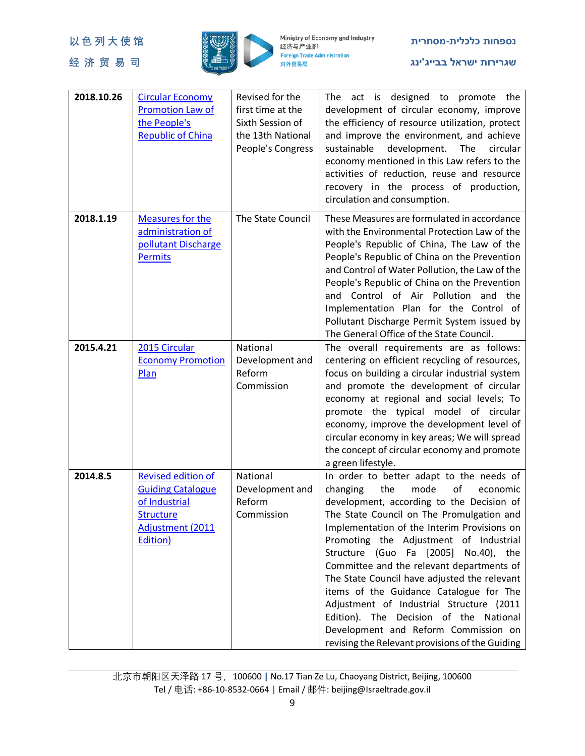| 2018.10.26 | Circular Economy Promotion Law of the People's Republic of China | Revised for the first time at the Sixth Session of the 13th National People's Congress | The act is designed to promote the development of circular economy, improve the efficiency of resource utilization, protect and improve the environment, and achieve sustainable development. The circular economy mentioned in this Law refers to the activities of reduction, reuse and resource recovery in the process of production, circulation and consumption. |
|---|---|---|---|
| **2018.1.19** | Measures for the administration of pollutant Discharge Permits | The State Council | These Measures are formulated in accordance with the Environmental Protection Law of the People's Republic of China, The Law of the People's Republic of China on the Prevention and Control of Water Pollution, the Law of the People's Republic of China on the Prevention and Control of Air Pollution and the Implementation Plan for the Control of Pollutant Discharge Permit System issued by The General Office of the State Council. |
| **2015.4.21** | 2015 Circular Economy Promotion Plan | National Development and Reform Commission | The overall requirements are as follows: centering on efficient recycling of resources, focus on building a circular industrial system and promote the development of circular economy at regional and social levels; To promote the typical model of circular economy, improve the development level of circular economy in key areas; We will spread the concept of circular economy and promote a green lifestyle. |
| **2014.8.5** | Revised edition of Guiding Catalogue of Industrial Structure Adjustment (2011 Edition) | National Development and Reform Commission | In order to better adapt to the needs of changing the mode of economic development, according to the Decision of The State Council on The Promulgation and Implementation of the Interim Provisions on Promoting the Adjustment of Industrial Structure (Guo Fa [2005] No.40), the Committee and the relevant departments of The State Council have adjusted the relevant items of the Guidance Catalogue for The Adjustment of Industrial Structure (2011 Edition). The Decision of the National Development and Reform Commission on revising the Relevant provisions of the Guiding |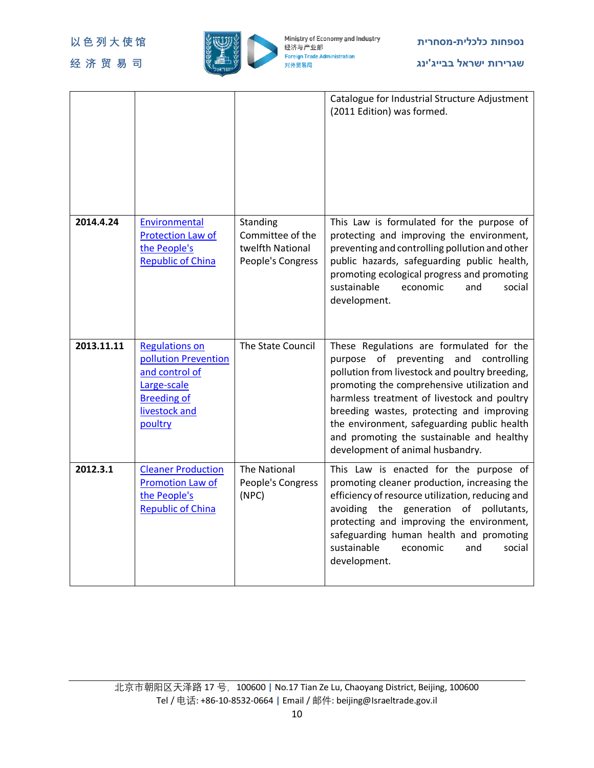| | | | Catalogue for Industrial Structure Adjustment (2011 Edition) was formed. |
|---|---|---|---|
| **2014.4.24** | Environmental Protection Law of the People's Republic of China | Standing Committee of the twelfth National People's Congress | This Law is formulated for the purpose of protecting and improving the environment, preventing and controlling pollution and other public hazards, safeguarding public health, promoting ecological progress and promoting sustainable economic and social development. |
| **2013.11.11** | Regulations on pollution Prevention and control of Large-scale Breeding of livestock and poultry | The State Council | These Regulations are formulated for the purpose of preventing and controlling pollution from livestock and poultry breeding, promoting the comprehensive utilization and harmless treatment of livestock and poultry breeding wastes, protecting and improving the environment, safeguarding public health and promoting the sustainable and healthy development of animal husbandry. |
| **2012.3.1** | Cleaner Production Promotion Law of the People's Republic of China | The National People's Congress (NPC) | This Law is enacted for the purpose of promoting cleaner production, increasing the efficiency of resource utilization, reducing and avoiding the generation of pollutants, protecting and improving the environment, safeguarding human health and promoting sustainable economic and social development. |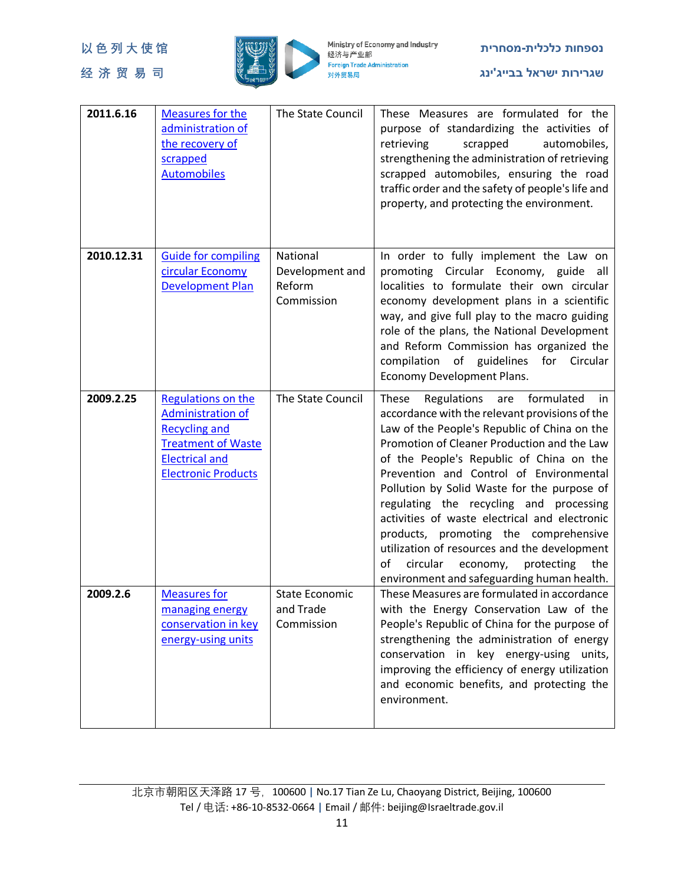| 2011.6.16 | Measures for the administration of the recovery of scrapped Automobiles | The State Council | These Measures are formulated for the purpose of standardizing the activities of retrieving scrapped automobiles, strengthening the administration of retrieving scrapped automobiles, ensuring the road traffic order and the safety of people's life and property, and protecting the environment. |
|---|---|---|---|
| 2010.12.31 | Guide for compiling circular Economy Development Plan | National Development and Reform Commission | In order to fully implement the Law on promoting Circular Economy, guide all localities to formulate their own circular economy development plans in a scientific way, and give full play to the macro guiding role of the plans, the National Development and Reform Commission has organized the compilation of guidelines for Circular Economy Development Plans. |
| 2009.2.25 | Regulations on the Administration of Recycling and Treatment of Waste Electrical and Electronic Products | The State Council | These Regulations are formulated in accordance with the relevant provisions of the Law of the People's Republic of China on the Promotion of Cleaner Production and the Law of the People's Republic of China on the Prevention and Control of Environmental Pollution by Solid Waste for the purpose of regulating the recycling and processing activities of waste electrical and electronic products, promoting the comprehensive utilization of resources and the development of circular economy, protecting the environment and safeguarding human health. |
| 2009.2.6 | Measures for managing energy conservation in key energy-using units | State Economic and Trade Commission | These Measures are formulated in accordance with the Energy Conservation Law of the People's Republic of China for the purpose of strengthening the administration of energy conservation in key energy-using units, improving the efficiency of energy utilization and economic benefits, and protecting the environment. |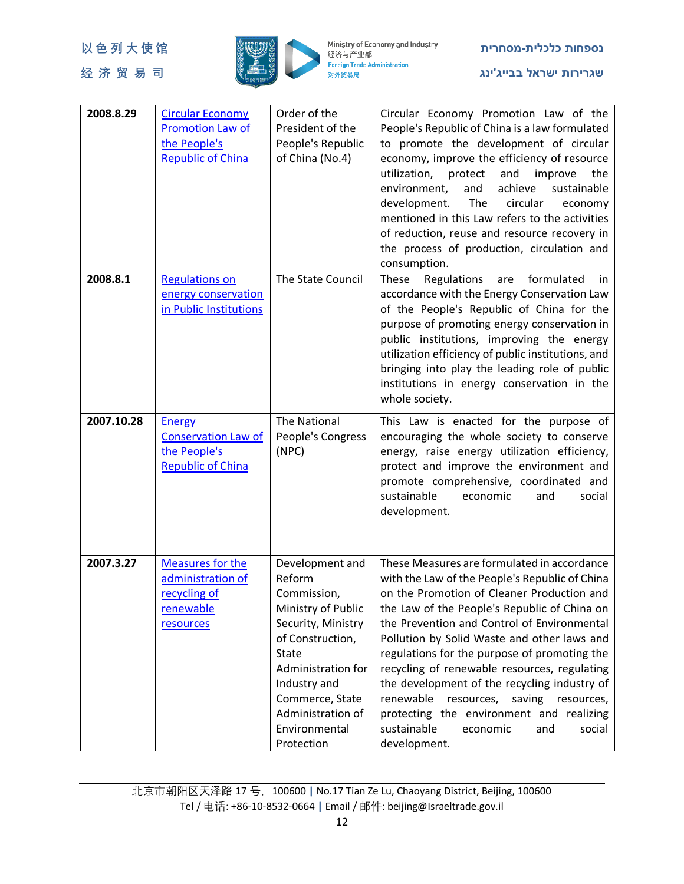| 2008.8.29 | Circular Economy Promotion Law of the People's Republic of China | Order of the President of the People's Republic of China (No.4) | Circular Economy Promotion Law of the People's Republic of China is a law formulated to promote the development of circular economy, improve the efficiency of resource utilization, protect and improve the environment, and achieve sustainable development. The circular economy mentioned in this Law refers to the activities of reduction, reuse and resource recovery in the process of production, circulation and consumption. |
|---|---|---|---|
| 2008.8.1 | Regulations on energy conservation in Public Institutions | The State Council | These Regulations are formulated in accordance with the Energy Conservation Law of the People's Republic of China for the purpose of promoting energy conservation in public institutions, improving the energy utilization efficiency of public institutions, and bringing into play the leading role of public institutions in energy conservation in the whole society. |
| 2007.10.28 | Energy Conservation Law of the People's Republic of China | The National People's Congress (NPC) | This Law is enacted for the purpose of encouraging the whole society to conserve energy, raise energy utilization efficiency, protect and improve the environment and promote comprehensive, coordinated and sustainable economic and social development. |
| 2007.3.27 | Measures for the administration of recycling of renewable resources | Development and Reform Commission, Ministry of Public Security, Ministry of Construction, State Administration for Industry and Commerce, State Administration of Environmental Protection | These Measures are formulated in accordance with the Law of the People's Republic of China on the Promotion of Cleaner Production and the Law of the People's Republic of China on the Prevention and Control of Environmental Pollution by Solid Waste and other laws and regulations for the purpose of promoting the recycling of renewable resources, regulating the development of the recycling industry of renewable resources, saving resources, protecting the environment and realizing sustainable economic and social development. |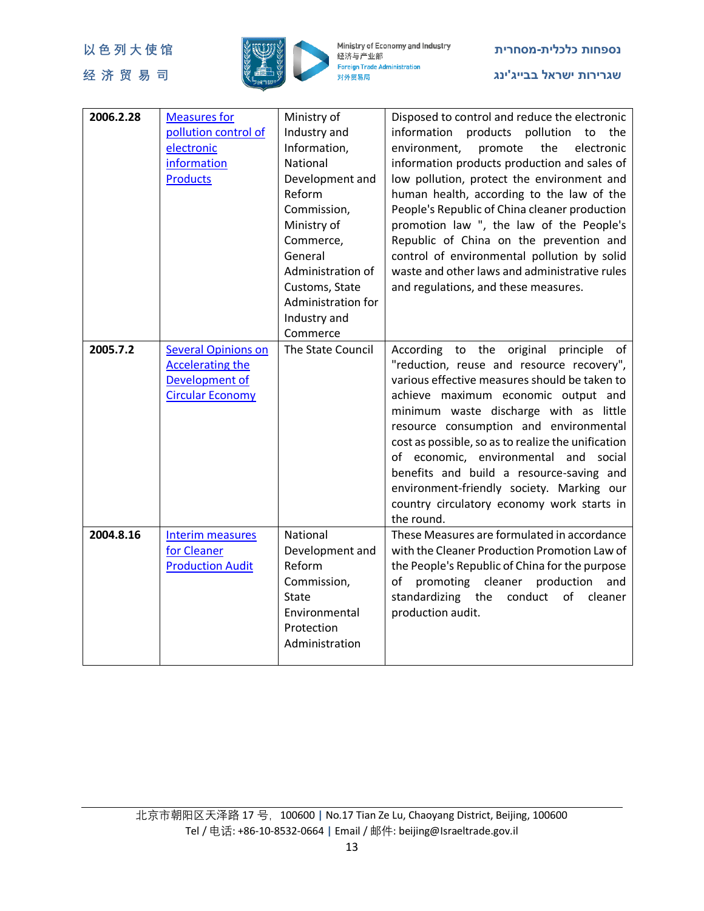| 2006.2.28 | Measures for pollution control of electronic information Products | Ministry of Industry and Information, National Development and Reform Commission, Ministry of Commerce, General Administration of Customs, State Administration for Industry and Commerce | Disposed to control and reduce the electronic information products pollution to the environment, promote the electronic information products production and sales of low pollution, protect the environment and human health, according to the law of the People's Republic of China cleaner production promotion law ", the law of the People's Republic of China on the prevention and control of environmental pollution by solid waste and other laws and administrative rules and regulations, and these measures. |
|---|---|---|---|
| 2005.7.2 | Several Opinions on Accelerating the Development of Circular Economy | The State Council | According to the original principle of "reduction, reuse and resource recovery", various effective measures should be taken to achieve maximum economic output and minimum waste discharge with as little resource consumption and environmental cost as possible, so as to realize the unification of economic, environmental and social benefits and build a resource-saving and environment-friendly society. Marking our country circulatory economy work starts in the round. |
| 2004.8.16 | Interim measures for Cleaner Production Audit | National Development and Reform Commission, State Environmental Protection Administration | These Measures are formulated in accordance with the Cleaner Production Promotion Law of the People's Republic of China for the purpose of promoting cleaner production and standardizing the conduct of cleaner production audit. |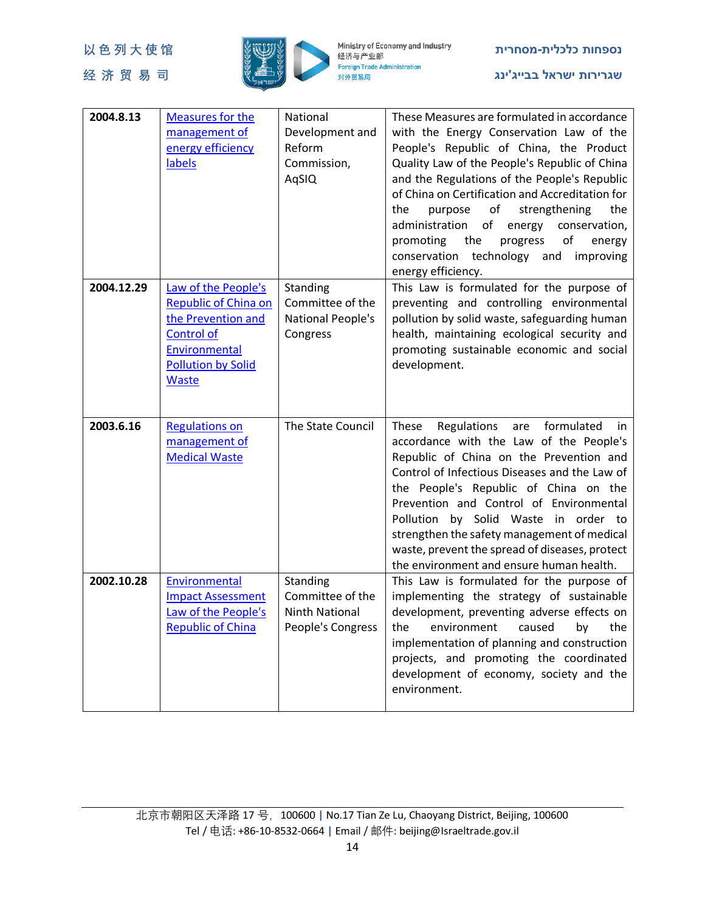| 2004.8.13 | Measures for the management of energy efficiency labels | National Development and Reform Commission, AqSIQ | These Measures are formulated in accordance with the Energy Conservation Law of the People's Republic of China, the Product Quality Law of the People's Republic of China and the Regulations of the People's Republic of China on Certification and Accreditation for the purpose of strengthening the administration of energy conservation, promoting the progress of energy conservation technology and improving energy efficiency. |
|---|---|---|---|
| 2004.12.29 | Law of the People's Republic of China on the Prevention and Control of Environmental Pollution by Solid Waste | Standing Committee of the National People's Congress | This Law is formulated for the purpose of preventing and controlling environmental pollution by solid waste, safeguarding human health, maintaining ecological security and promoting sustainable economic and social development. |
| 2003.6.16 | Regulations on management of Medical Waste | The State Council | These Regulations are formulated in accordance with the Law of the People's Republic of China on the Prevention and Control of Infectious Diseases and the Law of the People's Republic of China on the Prevention and Control of Environmental Pollution by Solid Waste in order to strengthen the safety management of medical waste, prevent the spread of diseases, protect the environment and ensure human health. |
| 2002.10.28 | Environmental Impact Assessment Law of the People's Republic of China | Standing Committee of the Ninth National People's Congress | This Law is formulated for the purpose of implementing the strategy of sustainable development, preventing adverse effects on the environment caused by the implementation of planning and construction projects, and promoting the coordinated development of economy, society and the environment. |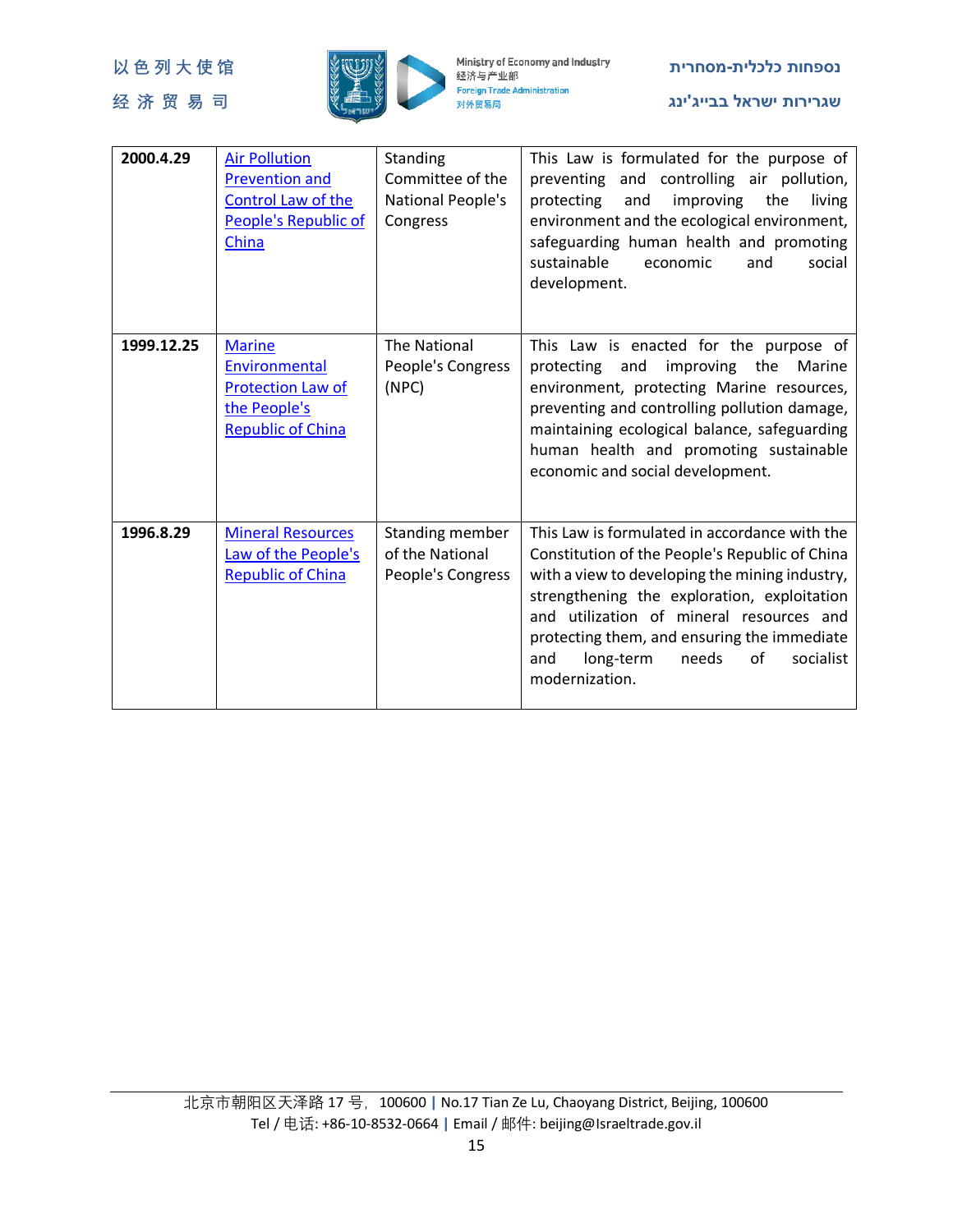| | | | |
|---|---|---|---|
| **2000.4.29** | Air Pollution Prevention and Control Law of the People's Republic of China | Standing Committee of the National People's Congress | This Law is formulated for the purpose of preventing and controlling air pollution, protecting and improving the living environment and the ecological environment, safeguarding human health and promoting sustainable economic and social development. |
| **1999.12.25** | Marine Environmental Protection Law of the People's Republic of China | The National People's Congress (NPC) | This Law is enacted for the purpose of protecting and improving the Marine environment, protecting Marine resources, preventing and controlling pollution damage, maintaining ecological balance, safeguarding human health and promoting sustainable economic and social development. |
| **1996.8.29** | Mineral Resources Law of the People's Republic of China | Standing member of the National People's Congress | This Law is formulated in accordance with the Constitution of the People's Republic of China with a view to developing the mining industry, strengthening the exploration, exploitation and utilization of mineral resources and protecting them, and ensuring the immediate and long-term needs of socialist modernization. |